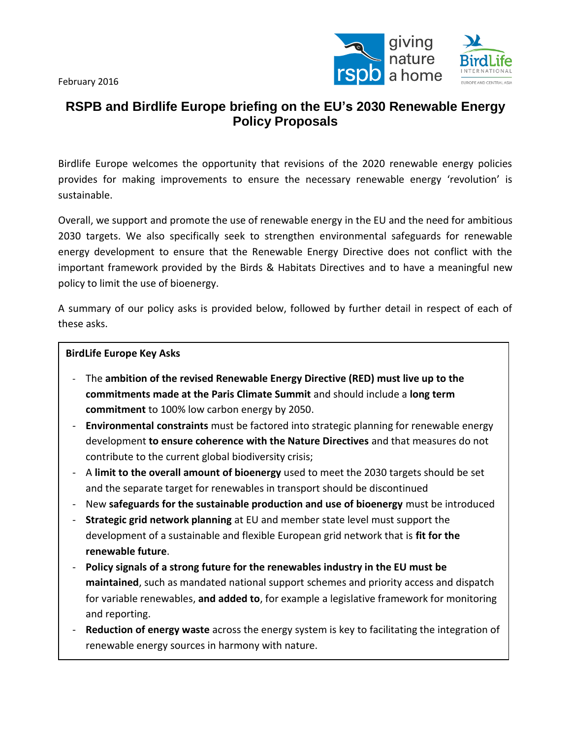February 2016

# RSPB and Birdlife Europe briefing on the EU's 2030 Renewable Energy Policy Proposals

Birdlife Europe welcomes the opportunity that revisions of the 2020 renewable energy policies provides for making improvements to ensure the necessary renewable energy 'revolution' is sustainable.

Overall, we support and promote the use of renewable energy in the EU and the need for ambitious 2030 targets. We also specifically seek to strengthen environmental safeguards for renewable energy development to ensure that the Renewable Energy Directive does not conflict with the important framework provided by the Birds & Habitats Directives and to have a meaningful new policy to limit the use of bioenergy.

A summary of our policy asks is provided below, followed by further detail in respect of each of these asks.

**BirdLife Europe Key Asks**

- The **ambition of the revised Renewable Energy Directive (RED) must live up to the commitments made at the Paris Climate Summit** and should include a **long term commitment** to 100% low carbon energy by 2050.
- **Environmental constraints** must be factored into strategic planning for renewable energy development **to ensure coherence with the Nature Directives** and that measures do not contribute to the current global biodiversity crisis;
- A **limit to the overall amount of bioenergy** used to meet the 2030 targets should be set and the separate target for renewables in transport should be discontinued
- New **safeguards for the sustainable production and use of bioenergy** must be introduced
- **Strategic grid network planning** at EU and member state level must support the development of a sustainable and flexible European grid network that is **fit for the renewable future**.
- **Policy signals of a strong future for the renewables industry in the EU must be maintained**, such as mandated national support schemes and priority access and dispatch for variable renewables, **and added to**, for example a legislative framework for monitoring and reporting.
- **Reduction of energy waste** across the energy system is key to facilitating the integration of renewable energy sources in harmony with nature.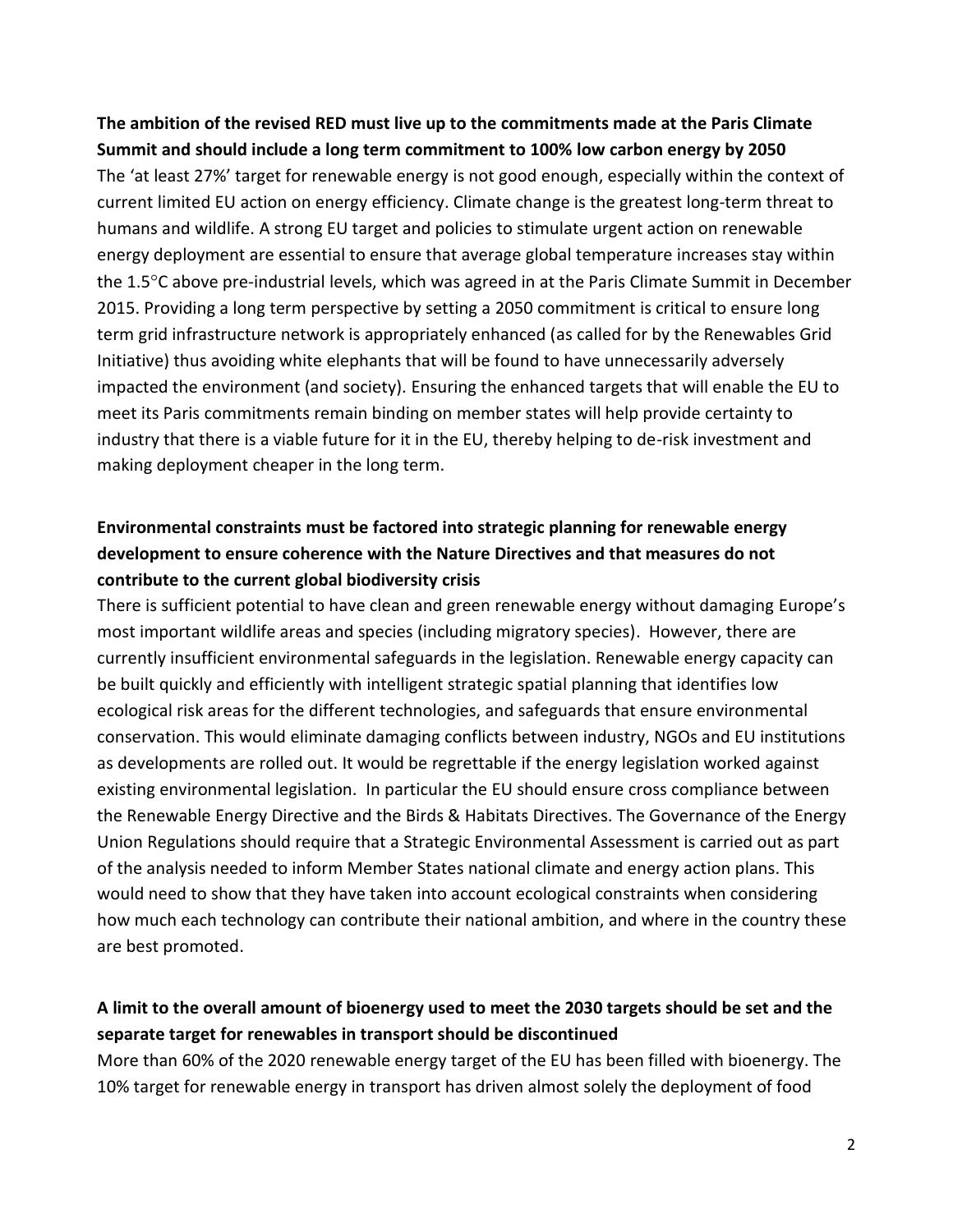**The ambition of the revised RED must live up to the commitments made at the Paris Climate Summit and should include a long term commitment to 100% low carbon energy by 2050**

The 'at least 27%' target for renewable energy is not good enough, especially within the context of current limited EU action on energy efficiency. Climate change is the greatest long-term threat to humans and wildlife. A strong EU target and policies to stimulate urgent action on renewable energy deployment are essential to ensure that average global temperature increases stay within the 1.5°C above pre-industrial levels, which was agreed in at the Paris Climate Summit in December 2015. Providing a long term perspective by setting a 2050 commitment is critical to ensure long term grid infrastructure network is appropriately enhanced (as called for by the Renewables Grid Initiative) thus avoiding white elephants that will be found to have unnecessarily adversely impacted the environment (and society). Ensuring the enhanced targets that will enable the EU to meet its Paris commitments remain binding on member states will help provide certainty to industry that there is a viable future for it in the EU, thereby helping to de-risk investment and making deployment cheaper in the long term.

**Environmental constraints must be factored into strategic planning for renewable energy development to ensure coherence with the Nature Directives and that measures do not contribute to the current global biodiversity crisis**

There is sufficient potential to have clean and green renewable energy without damaging Europe's most important wildlife areas and species (including migratory species). However, there are currently insufficient environmental safeguards in the legislation. Renewable energy capacity can be built quickly and efficiently with intelligent strategic spatial planning that identifies low ecological risk areas for the different technologies, and safeguards that ensure environmental conservation. This would eliminate damaging conflicts between industry, NGOs and EU institutions as developments are rolled out. It would be regrettable if the energy legislation worked against existing environmental legislation. In particular the EU should ensure cross compliance between the Renewable Energy Directive and the Birds & Habitats Directives. The Governance of the Energy Union Regulations should require that a Strategic Environmental Assessment is carried out as part of the analysis needed to inform Member States national climate and energy action plans. This would need to show that they have taken into account ecological constraints when considering how much each technology can contribute their national ambition, and where in the country these are best promoted.

**A limit to the overall amount of bioenergy used to meet the 2030 targets should be set and the separate target for renewables in transport should be discontinued**

More than 60% of the 2020 renewable energy target of the EU has been filled with bioenergy. The 10% target for renewable energy in transport has driven almost solely the deployment of food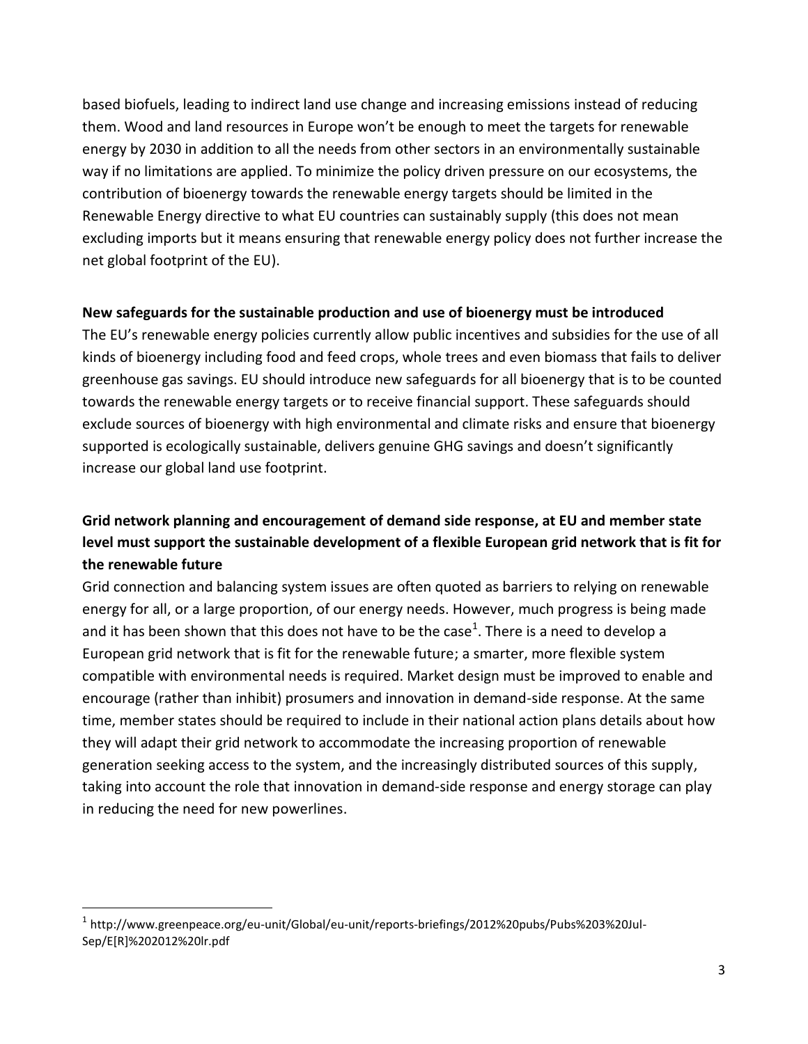based biofuels, leading to indirect land use change and increasing emissions instead of reducing them. Wood and land resources in Europe won't be enough to meet the targets for renewable energy by 2030 in addition to all the needs from other sectors in an environmentally sustainable way if no limitations are applied. To minimize the policy driven pressure on our ecosystems, the contribution of bioenergy towards the renewable energy targets should be limited in the Renewable Energy directive to what EU countries can sustainably supply (this does not mean excluding imports but it means ensuring that renewable energy policy does not further increase the net global footprint of the EU).

**New safeguards for the sustainable production and use of bioenergy must be introduced**

The EU's renewable energy policies currently allow public incentives and subsidies for the use of all kinds of bioenergy including food and feed crops, whole trees and even biomass that fails to deliver greenhouse gas savings. EU should introduce new safeguards for all bioenergy that is to be counted towards the renewable energy targets or to receive financial support. These safeguards should exclude sources of bioenergy with high environmental and climate risks and ensure that bioenergy supported is ecologically sustainable, delivers genuine GHG savings and doesn't significantly increase our global land use footprint.

**Grid network planning and encouragement of demand side response, at EU and member state level must support the sustainable development of a flexible European grid network that is fit for the renewable future**

Grid connection and balancing system issues are often quoted as barriers to relying on renewable energy for all, or a large proportion, of our energy needs. However, much progress is being made and it has been shown that this does not have to be the case[1]. There is a need to develop a European grid network that is fit for the renewable future; a smarter, more flexible system compatible with environmental needs is required. Market design must be improved to enable and encourage (rather than inhibit) prosumers and innovation in demand-side response. At the same time, member states should be required to include in their national action plans details about how they will adapt their grid network to accommodate the increasing proportion of renewable generation seeking access to the system, and the increasingly distributed sources of this supply, taking into account the role that innovation in demand-side response and energy storage can play in reducing the need for new powerlines.

[1] http://www.greenpeace.org/eu-unit/Global/eu-unit/reports-briefings/2012%20pubs/Pubs%203%20Jul-Sep/E[R]%202012%20lr.pdf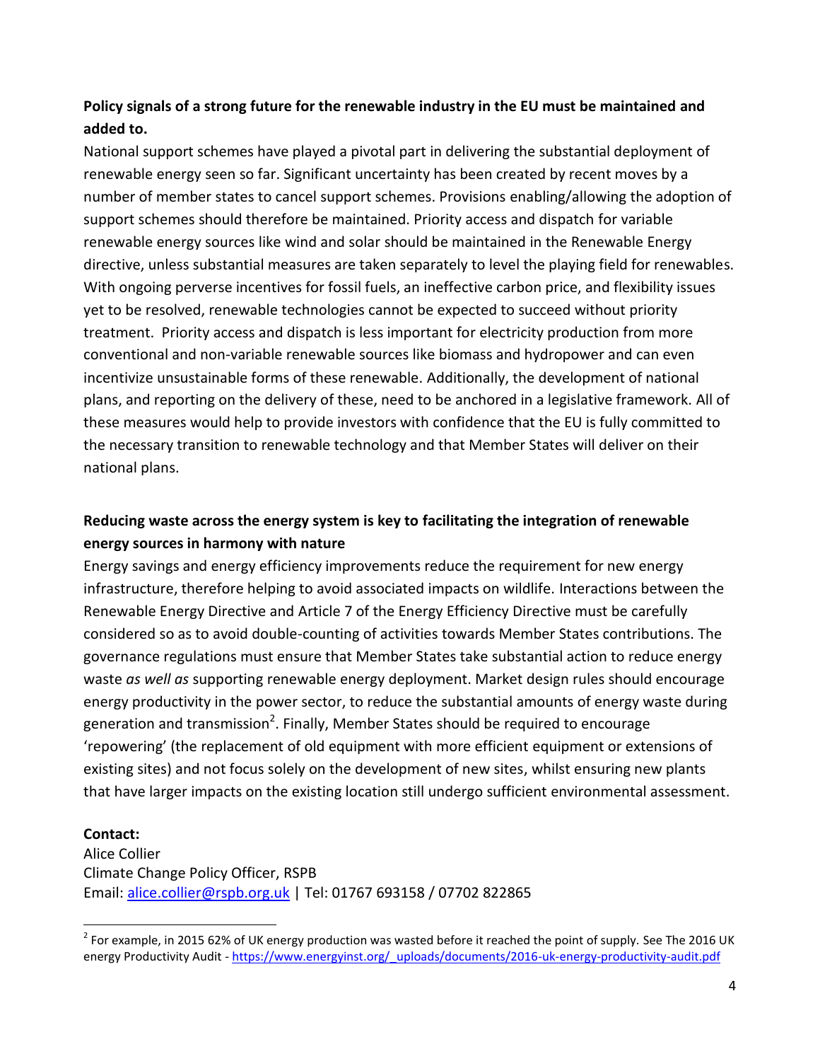**Policy signals of a strong future for the renewable industry in the EU must be maintained and added to.**

National support schemes have played a pivotal part in delivering the substantial deployment of renewable energy seen so far. Significant uncertainty has been created by recent moves by a number of member states to cancel support schemes. Provisions enabling/allowing the adoption of support schemes should therefore be maintained. Priority access and dispatch for variable renewable energy sources like wind and solar should be maintained in the Renewable Energy directive, unless substantial measures are taken separately to level the playing field for renewables. With ongoing perverse incentives for fossil fuels, an ineffective carbon price, and flexibility issues yet to be resolved, renewable technologies cannot be expected to succeed without priority treatment. Priority access and dispatch is less important for electricity production from more conventional and non-variable renewable sources like biomass and hydropower and can even incentivize unsustainable forms of these renewable. Additionally, the development of national plans, and reporting on the delivery of these, need to be anchored in a legislative framework. All of these measures would help to provide investors with confidence that the EU is fully committed to the necessary transition to renewable technology and that Member States will deliver on their national plans.

**Reducing waste across the energy system is key to facilitating the integration of renewable energy sources in harmony with nature**

Energy savings and energy efficiency improvements reduce the requirement for new energy infrastructure, therefore helping to avoid associated impacts on wildlife. Interactions between the Renewable Energy Directive and Article 7 of the Energy Efficiency Directive must be carefully considered so as to avoid double-counting of activities towards Member States contributions. The governance regulations must ensure that Member States take substantial action to reduce energy waste *as well as* supporting renewable energy deployment. Market design rules should encourage energy productivity in the power sector, to reduce the substantial amounts of energy waste during generation and transmission[2]. Finally, Member States should be required to encourage 'repowering' (the replacement of old equipment with more efficient equipment or extensions of existing sites) and not focus solely on the development of new sites, whilst ensuring new plants that have larger impacts on the existing location still undergo sufficient environmental assessment.

**Contact:**
Alice Collier
Climate Change Policy Officer, RSPB
Email: alice.collier@rspb.org.uk | Tel: 01767 693158 / 07702 822865

[2] For example, in 2015 62% of UK energy production was wasted before it reached the point of supply. See The 2016 UK energy Productivity Audit - https://www.energyinst.org/_uploads/documents/2016-uk-energy-productivity-audit.pdf